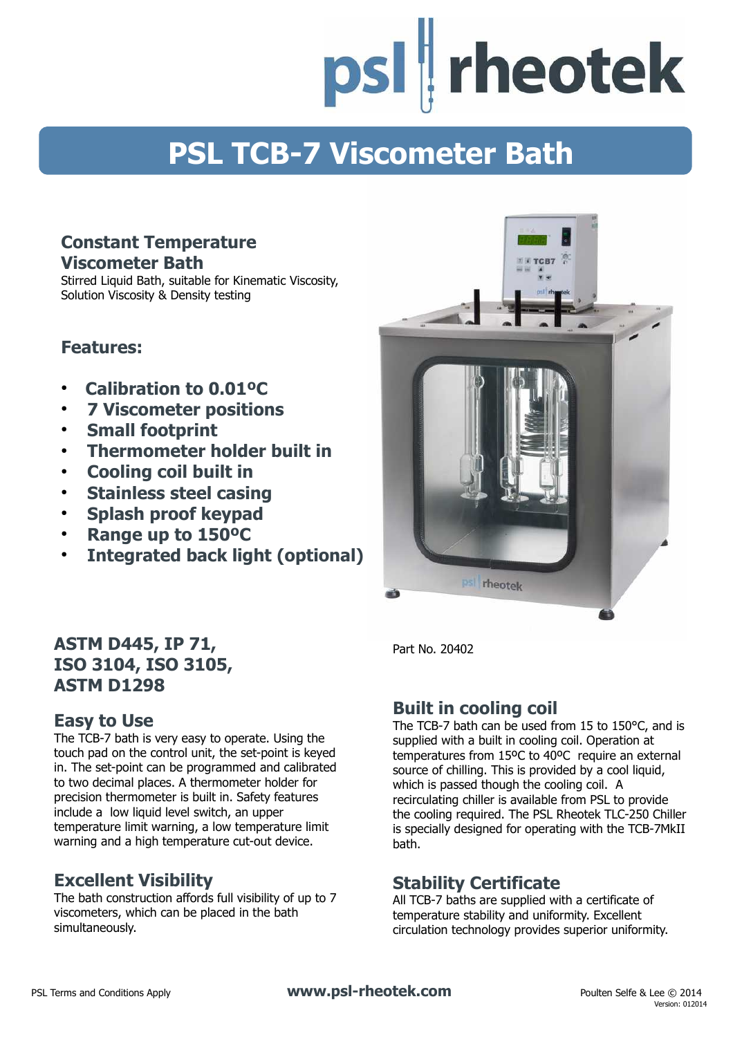# PSL TCB-7 Viscometer Bath

## Constant Temperature Viscometer Bath

Stirred Liquid Bath, suitable for Kinematic Viscosity, Solution Viscosity & Density testing

## Features:

- **Calibration to 0.01ºC**
- **7 Viscometer positions**
- **Small footprint**
- **Thermometer holder built in**
- **Cooling coil built in**
- **Stainless steel casing**
- **Splash proof keypad**
- **Range up to 150ºC**
- **Integrated back light (optional)**

**ASTM D445, IP 71, ISO 3104, ISO 3105, ASTM D1298**

Part No. 20402

## Easy to Use

The TCB-7 bath is very easy to operate. Using the touch pad on the control unit, the set-point is keyed in. The set-point can be programmed and calibrated to two decimal places. A thermometer holder for precision thermometer is built in. Safety features include a low liquid level switch, an upper temperature limit warning, a low temperature limit warning and a high temperature cut-out device.

## Excellent Visibility

The bath construction affords full visibility of up to 7 viscometers, which can be placed in the bath simultaneously.

## Built in cooling coil

The TCB-7 bath can be used from 15 to 150°C, and is supplied with a built in cooling coil. Operation at temperatures from 15ºC to 40ºC require an external source of chilling. This is provided by a cool liquid, which is passed though the cooling coil. A recirculating chiller is available from PSL to provide the cooling required. The PSL Rheotek TLC-250 Chiller is specially designed for operating with the TCB-7MkII bath.

## Stability Certificate

All TCB-7 baths are supplied with a certificate of temperature stability and uniformity. Excellent circulation technology provides superior uniformity.

PSL Terms and Conditions Apply

**www.psl-rheotek.com**

Poulten Selfe & Lee © 2014
Version: 012014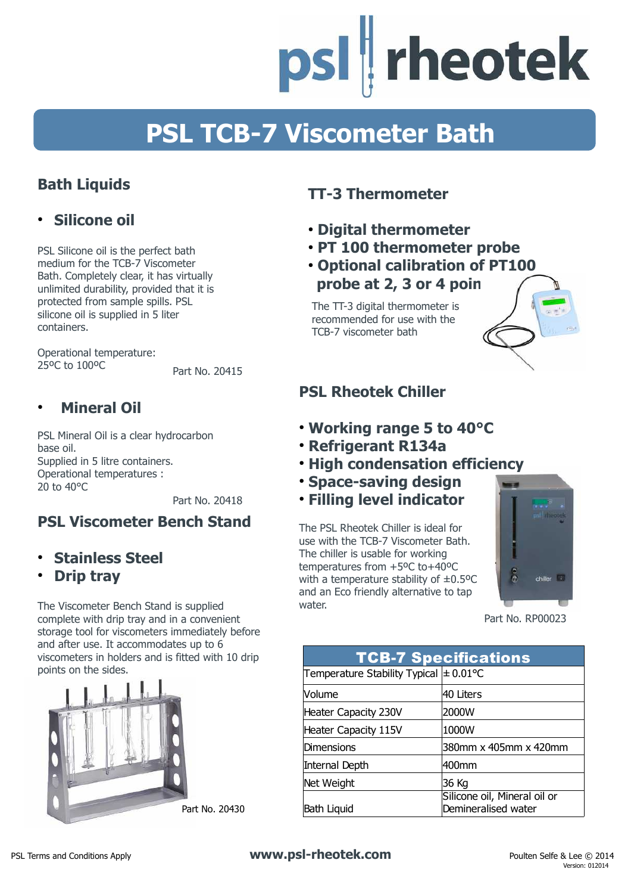# PSL TCB-7 Viscometer Bath

## Bath Liquids

- **Silicone oil**

PSL Silicone oil is the perfect bath medium for the TCB-7 Viscometer Bath. Completely clear, it has virtually unlimited durability, provided that it is protected from sample spills. PSL silicone oil is supplied in 5 liter containers.

Operational temperature:
25ºC to 100ºC

Part No. 20415

- **Mineral Oil**

PSL Mineral Oil is a clear hydrocarbon base oil.
Supplied in 5 litre containers.
Operational temperatures :
20 to 40°C

Part No. 20418

## PSL Viscometer Bench Stand

- **Stainless Steel**
- **Drip tray**

The Viscometer Bench Stand is supplied complete with drip tray and in a convenient storage tool for viscometers immediately before and after use. It accommodates up to 6 viscometers in holders and is fitted with 10 drip points on the sides.

Part No. 20430

## TT-3 Thermometer

- **Digital thermometer**
- **PT 100 thermometer probe**
- **Optional calibration of PT100 probe at 2, 3 or 4 poin**

The TT-3 digital thermometer is recommended for use with the TCB-7 viscometer bath

## PSL Rheotek Chiller

- **Working range 5 to 40°C**
- **Refrigerant R134a**
- **High condensation efficiency**
- **Space-saving design**
- **Filling level indicator**

The PSL Rheotek Chiller is ideal for use with the TCB-7 Viscometer Bath. The chiller is usable for working temperatures from +5ºC to+40ºC with a temperature stability of ±0.5ºC and an Eco friendly alternative to tap water.

Part No. RP00023

| TCB-7 Specifications | |
|---|---|
| Temperature Stability Typical | ± 0.01°C |
| Volume | 40 Liters |
| Heater Capacity 230V | 2000W |
| Heater Capacity 115V | 1000W |
| Dimensions | 380mm x 405mm x 420mm |
| Internal Depth | 400mm |
| Net Weight | 36 Kg |
| Bath Liquid | Silicone oil, Mineral oil or Demineralised water |

PSL Terms and Conditions Apply

**www.psl-rheotek.com**

Poulten Selfe & Lee © 2014
Version: 012014